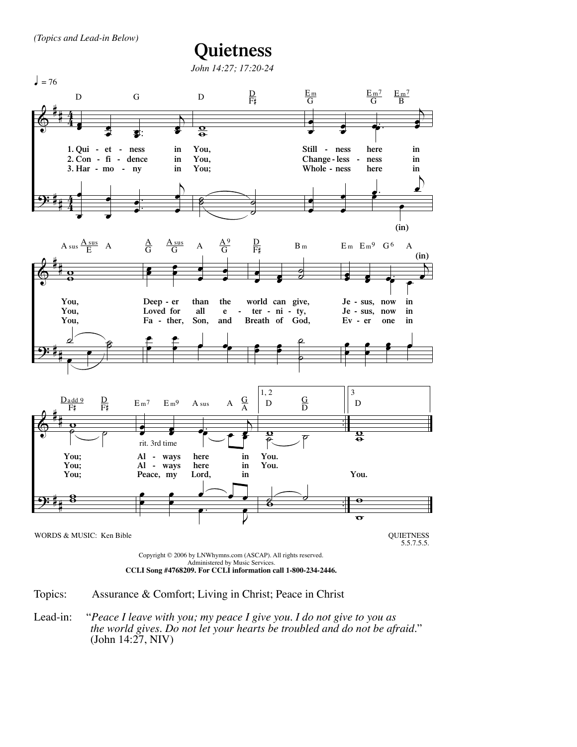*(Topics and Lead-in Below)*

# Quietness

*John 14:27; 17:20-24*

♩ = 76

1. Quietness in You, Stillness here in You, Deeper than the world can give, Jesus, now in You; Always here in You.
2. Confidence in You, Changelessness in You, Loved for all eternity, Jesus, now in You; Always here in You.
3. Harmony in You; Wholeness here in You, Father, Son, and Breath of God, Ever one in You; Peace, my Lord, in You.

rit. 3rd time

WORDS & MUSIC: Ken Bible

QUIETNESS
5.5.7.5.5.

Copyright © 2006 by LNWhymns.com (ASCAP). All rights reserved.
Administered by Music Services.
**CCLI Song #4768209. For CCLI information call 1-800-234-2446.**

Topics: Assurance & Comfort; Living in Christ; Peace in Christ

Lead-in: "*Peace I leave with you; my peace I give you. I do not give to you as the world gives. Do not let your hearts be troubled and do not be afraid*." (John 14:27, NIV)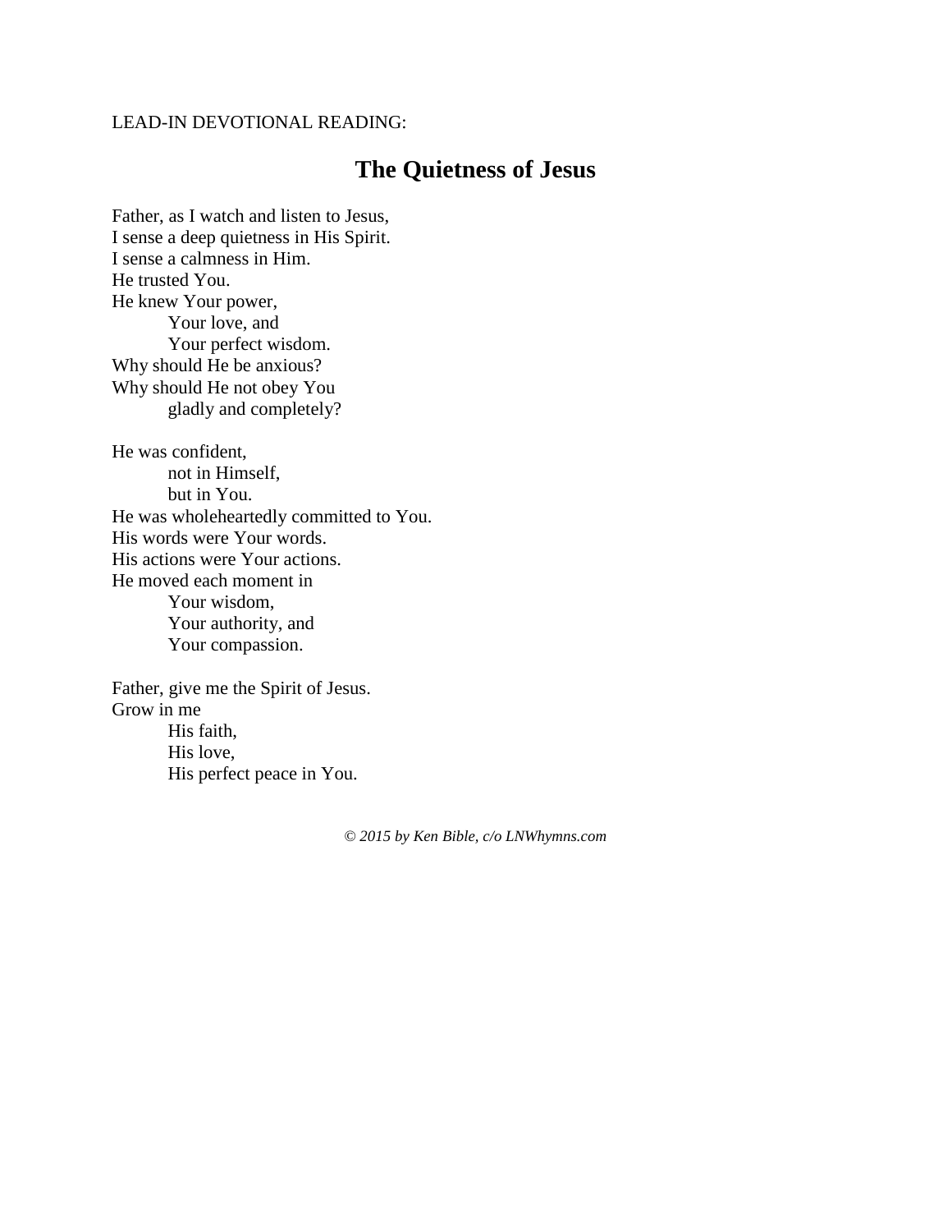LEAD-IN DEVOTIONAL READING:

# The Quietness of Jesus

Father, as I watch and listen to Jesus,  
I sense a deep quietness in His Spirit.  
I sense a calmness in Him.  
He trusted You.  
He knew Your power,  
&emsp;&emsp;Your love, and  
&emsp;&emsp;Your perfect wisdom.  
Why should He be anxious?  
Why should He not obey You  
&emsp;&emsp;gladly and completely?

He was confident,  
&emsp;&emsp;not in Himself,  
&emsp;&emsp;but in You.  
He was wholeheartedly committed to You.  
His words were Your words.  
His actions were Your actions.  
He moved each moment in  
&emsp;&emsp;Your wisdom,  
&emsp;&emsp;Your authority, and  
&emsp;&emsp;Your compassion.

Father, give me the Spirit of Jesus.  
Grow in me  
&emsp;&emsp;His faith,  
&emsp;&emsp;His love,  
&emsp;&emsp;His perfect peace in You.

*© 2015 by Ken Bible, c/o LNWhymns.com*